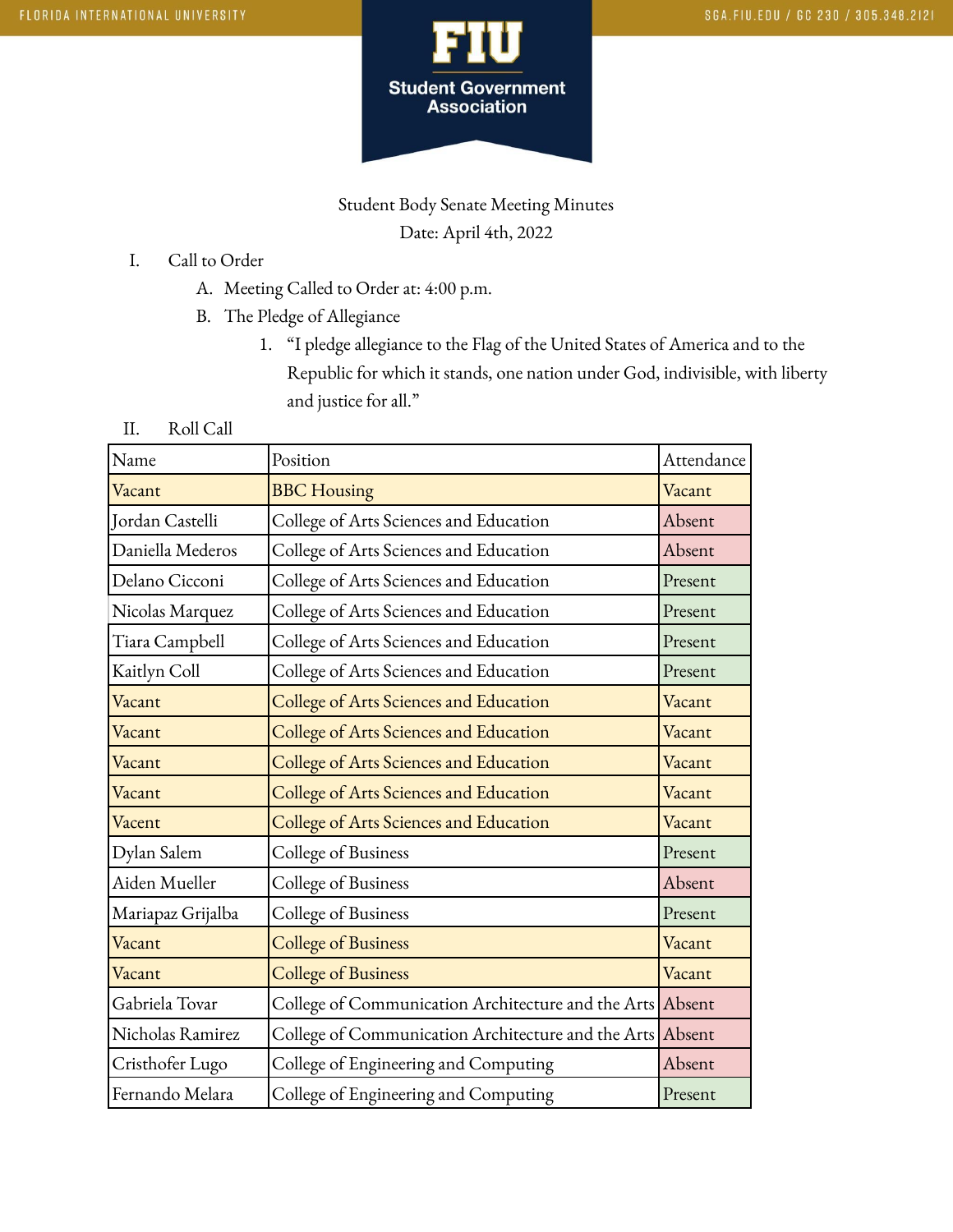Student Body Senate Meeting Minutes

Date: April 4th, 2022

I. Call to Order
   A. Meeting Called to Order at: 4:00 p.m.
   B. The Pledge of Allegiance
      1. "I pledge allegiance to the Flag of the United States of America and to the Republic for which it stands, one nation under God, indivisible, with liberty and justice for all."

II. Roll Call

| Name | Position | Attendance |
|---|---|---|
| Vacant | BBC Housing | Vacant |
| Jordan Castelli | College of Arts Sciences and Education | Absent |
| Daniella Mederos | College of Arts Sciences and Education | Absent |
| Delano Cicconi | College of Arts Sciences and Education | Present |
| Nicolas Marquez | College of Arts Sciences and Education | Present |
| Tiara Campbell | College of Arts Sciences and Education | Present |
| Kaitlyn Coll | College of Arts Sciences and Education | Present |
| Vacant | College of Arts Sciences and Education | Vacant |
| Vacant | College of Arts Sciences and Education | Vacant |
| Vacant | College of Arts Sciences and Education | Vacant |
| Vacant | College of Arts Sciences and Education | Vacant |
| Vacent | College of Arts Sciences and Education | Vacant |
| Dylan Salem | College of Business | Present |
| Aiden Mueller | College of Business | Absent |
| Mariapaz Grijalba | College of Business | Present |
| Vacant | College of Business | Vacant |
| Vacant | College of Business | Vacant |
| Gabriela Tovar | College of Communication Architecture and the Arts | Absent |
| Nicholas Ramirez | College of Communication Architecture and the Arts | Absent |
| Cristhofer Lugo | College of Engineering and Computing | Absent |
| Fernando Melara | College of Engineering and Computing | Present |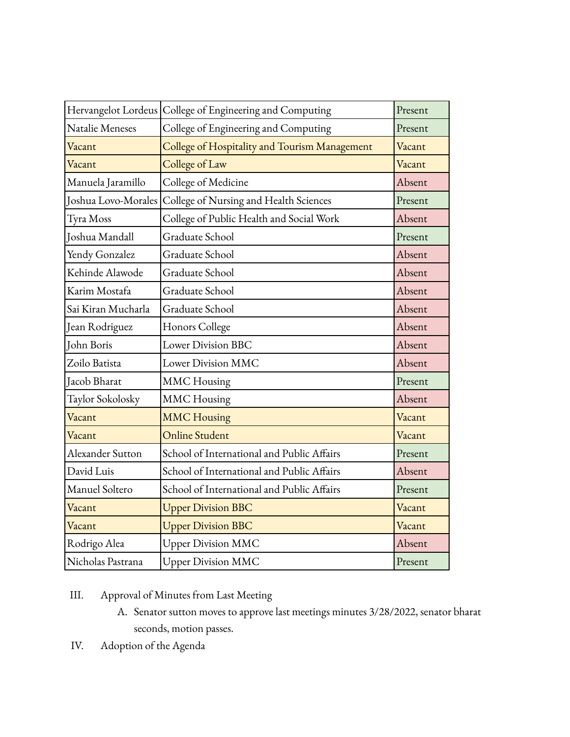| Hervangelot Lordeus | College of Engineering and Computing | Present |
|---|---|---|
| Natalie Meneses | College of Engineering and Computing | Present |
| Vacant | College of Hospitality and Tourism Management | Vacant |
| Vacant | College of Law | Vacant |
| Manuela Jaramillo | College of Medicine | Absent |
| Joshua Lovo-Morales | College of Nursing and Health Sciences | Present |
| Tyra Moss | College of Public Health and Social Work | Absent |
| Joshua Mandall | Graduate School | Present |
| Yendy Gonzalez | Graduate School | Absent |
| Kehinde Alawode | Graduate School | Absent |
| Karim Mostafa | Graduate School | Absent |
| Sai Kiran Mucharla | Graduate School | Absent |
| Jean Rodriguez | Honors College | Absent |
| John Boris | Lower Division BBC | Absent |
| Zoilo Batista | Lower Division MMC | Absent |
| Jacob Bharat | MMC Housing | Present |
| Taylor Sokolosky | MMC Housing | Absent |
| Vacant | MMC Housing | Vacant |
| Vacant | Online Student | Vacant |
| Alexander Sutton | School of International and Public Affairs | Present |
| David Luis | School of International and Public Affairs | Absent |
| Manuel Soltero | School of International and Public Affairs | Present |
| Vacant | Upper Division BBC | Vacant |
| Vacant | Upper Division BBC | Vacant |
| Rodrigo Alea | Upper Division MMC | Absent |
| Nicholas Pastrana | Upper Division MMC | Present |

III. Approval of Minutes from Last Meeting

A. Senator sutton moves to approve last meetings minutes 3/28/2022, senator bharat seconds, motion passes.

IV. Adoption of the Agenda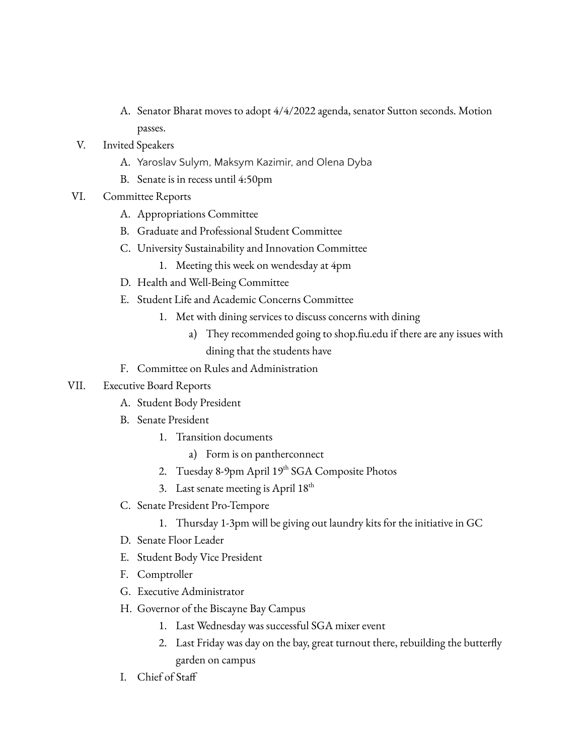A. Senator Bharat moves to adopt 4/4/2022 agenda, senator Sutton seconds. Motion passes.

V. Invited Speakers
   A. Yaroslav Sulym, Maksym Kazimir, and Olena Dyba
   B. Senate is in recess until 4:50pm

VI. Committee Reports
   A. Appropriations Committee
   B. Graduate and Professional Student Committee
   C. University Sustainability and Innovation Committee
      1. Meeting this week on wendesday at 4pm
   D. Health and Well-Being Committee
   E. Student Life and Academic Concerns Committee
      1. Met with dining services to discuss concerns with dining
         a) They recommended going to shop.fiu.edu if there are any issues with dining that the students have
   F. Committee on Rules and Administration

VII. Executive Board Reports
   A. Student Body President
   B. Senate President
      1. Transition documents
         a) Form is on pantherconnect
      2. Tuesday 8-9pm April 19th SGA Composite Photos
      3. Last senate meeting is April 18th
   C. Senate President Pro-Tempore
      1. Thursday 1-3pm will be giving out laundry kits for the initiative in GC
   D. Senate Floor Leader
   E. Student Body Vice President
   F. Comptroller
   G. Executive Administrator
   H. Governor of the Biscayne Bay Campus
      1. Last Wednesday was successful SGA mixer event
      2. Last Friday was day on the bay, great turnout there, rebuilding the butterfly garden on campus
   I. Chief of Staff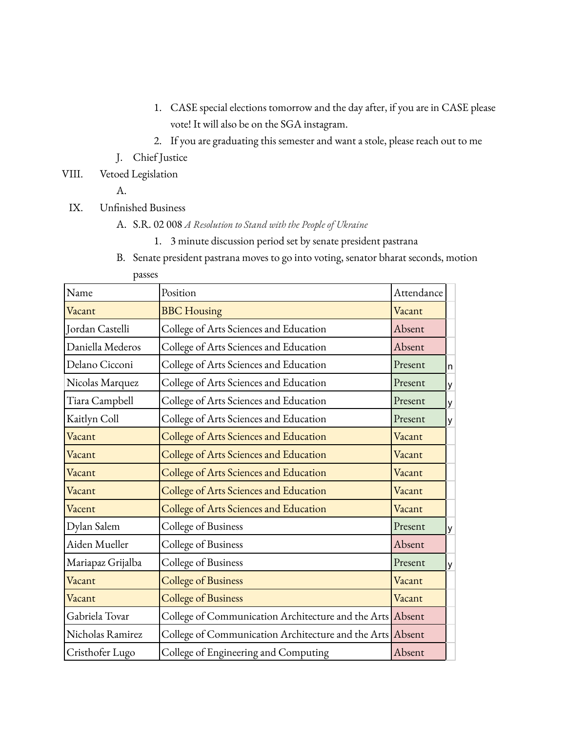1. CASE special elections tomorrow and the day after, if you are in CASE please vote! It will also be on the SGA instagram.
2. If you are graduating this semester and want a stole, please reach out to me

J. Chief Justice

VIII. Vetoed Legislation

A.

IX. Unfinished Business

A. S.R. 02 008 *A Resolution to Stand with the People of Ukraine*
   1. 3 minute discussion period set by senate president pastrana

B. Senate president pastrana moves to go into voting, senator bharat seconds, motion passes

| Name | Position | Attendance | |
|---|---|---|---|
| Vacant | BBC Housing | Vacant | |
| Jordan Castelli | College of Arts Sciences and Education | Absent | |
| Daniella Mederos | College of Arts Sciences and Education | Absent | |
| Delano Cicconi | College of Arts Sciences and Education | Present | n |
| Nicolas Marquez | College of Arts Sciences and Education | Present | y |
| Tiara Campbell | College of Arts Sciences and Education | Present | y |
| Kaitlyn Coll | College of Arts Sciences and Education | Present | y |
| Vacant | College of Arts Sciences and Education | Vacant | |
| Vacant | College of Arts Sciences and Education | Vacant | |
| Vacant | College of Arts Sciences and Education | Vacant | |
| Vacant | College of Arts Sciences and Education | Vacant | |
| Vacent | College of Arts Sciences and Education | Vacant | |
| Dylan Salem | College of Business | Present | y |
| Aiden Mueller | College of Business | Absent | |
| Mariapaz Grijalba | College of Business | Present | y |
| Vacant | College of Business | Vacant | |
| Vacant | College of Business | Vacant | |
| Gabriela Tovar | College of Communication Architecture and the Arts | Absent | |
| Nicholas Ramirez | College of Communication Architecture and the Arts | Absent | |
| Cristhofer Lugo | College of Engineering and Computing | Absent | |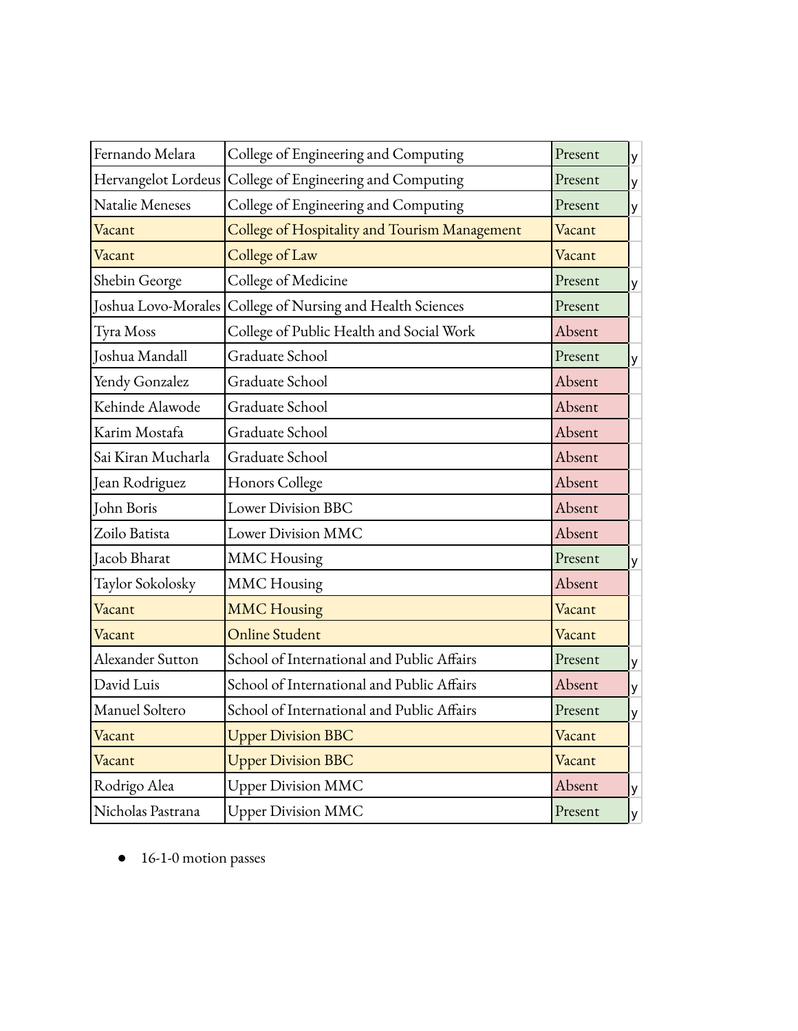| Fernando Melara | College of Engineering and Computing | Present | y |
|---|---|---|---|
| Hervangelot Lordeus | College of Engineering and Computing | Present | y |
| Natalie Meneses | College of Engineering and Computing | Present | y |
| Vacant | College of Hospitality and Tourism Management | Vacant | |
| Vacant | College of Law | Vacant | |
| Shebin George | College of Medicine | Present | y |
| Joshua Lovo-Morales | College of Nursing and Health Sciences | Present | |
| Tyra Moss | College of Public Health and Social Work | Absent | |
| Joshua Mandall | Graduate School | Present | y |
| Yendy Gonzalez | Graduate School | Absent | |
| Kehinde Alawode | Graduate School | Absent | |
| Karim Mostafa | Graduate School | Absent | |
| Sai Kiran Mucharla | Graduate School | Absent | |
| Jean Rodriguez | Honors College | Absent | |
| John Boris | Lower Division BBC | Absent | |
| Zoilo Batista | Lower Division MMC | Absent | |
| Jacob Bharat | MMC Housing | Present | y |
| Taylor Sokolosky | MMC Housing | Absent | |
| Vacant | MMC Housing | Vacant | |
| Vacant | Online Student | Vacant | |
| Alexander Sutton | School of International and Public Affairs | Present | y |
| David Luis | School of International and Public Affairs | Absent | y |
| Manuel Soltero | School of International and Public Affairs | Present | y |
| Vacant | Upper Division BBC | Vacant | |
| Vacant | Upper Division BBC | Vacant | |
| Rodrigo Alea | Upper Division MMC | Absent | y |
| Nicholas Pastrana | Upper Division MMC | Present | y |

- 16-1-0 motion passes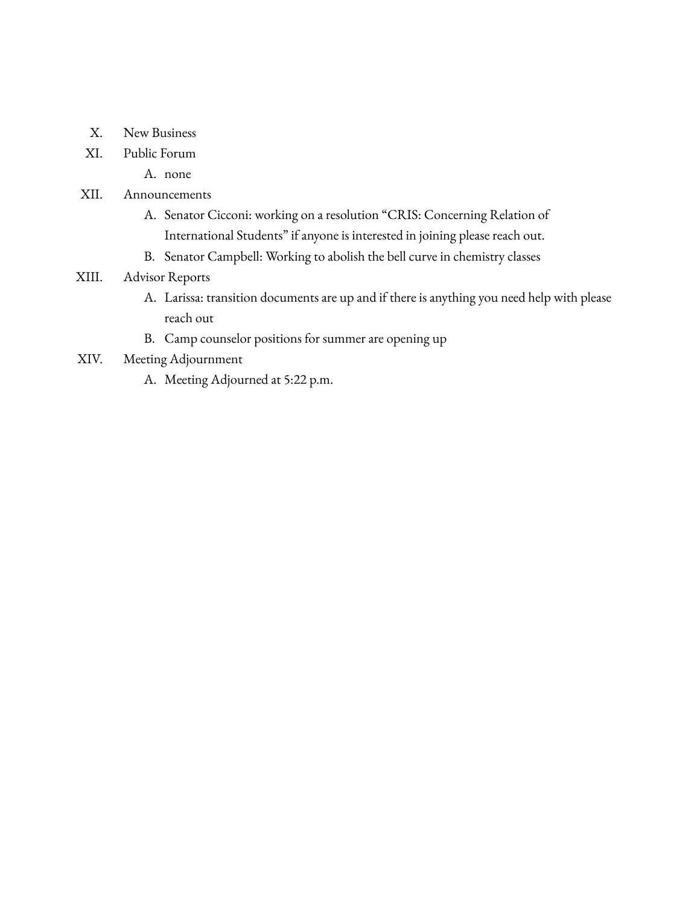X. New Business

XI. Public Forum

   A. none

XII. Announcements

   A. Senator Cicconi: working on a resolution "CRIS: Concerning Relation of International Students" if anyone is interested in joining please reach out.

   B. Senator Campbell: Working to abolish the bell curve in chemistry classes

XIII. Advisor Reports

   A. Larissa: transition documents are up and if there is anything you need help with please reach out

   B. Camp counselor positions for summer are opening up

XIV. Meeting Adjournment

   A. Meeting Adjourned at 5:22 p.m.